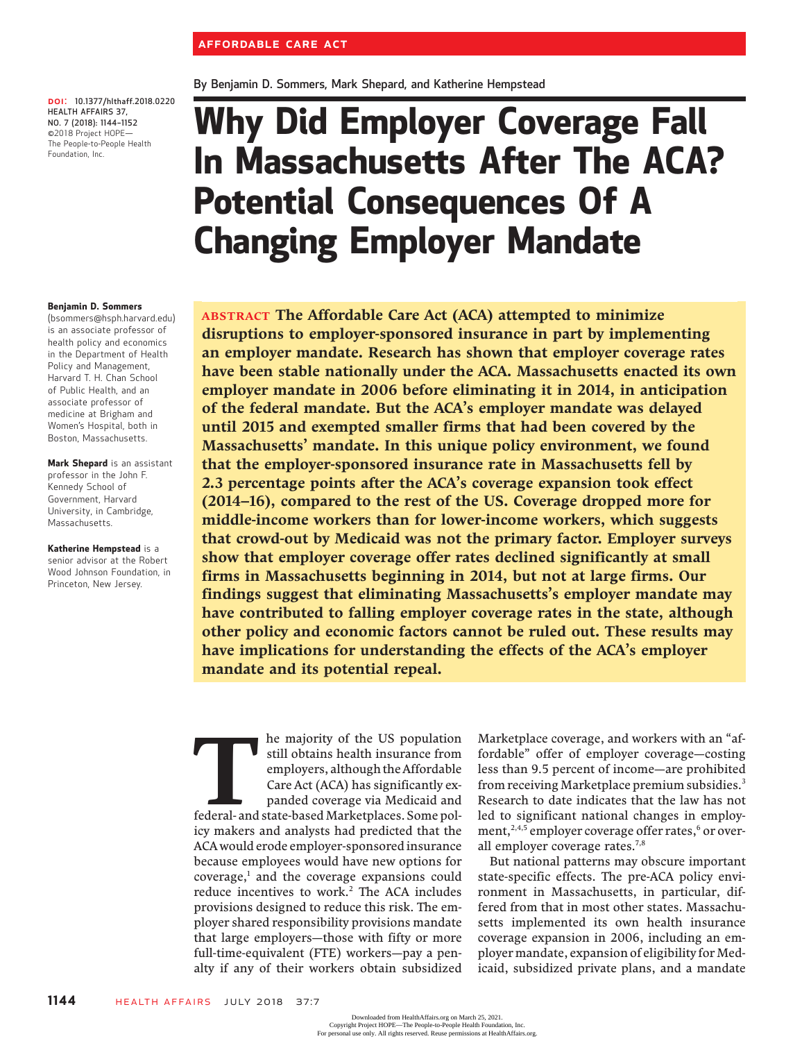AFFORDABLE CARE ACT

By Benjamin D. Sommers, Mark Shepard, and Katherine Hempstead

DOI: 10.1377/hlthaff.2018.0220
HEALTH AFFAIRS 37, NO. 7 (2018): 1144–1152
©2018 Project HOPE—The People-to-People Health Foundation, Inc.

# Why Did Employer Coverage Fall In Massachusetts After The ACA? Potential Consequences Of A Changing Employer Mandate

**Benjamin D. Sommers** (bsommers@hsph.harvard.edu) is an associate professor of health policy and economics in the Department of Health Policy and Management, Harvard T. H. Chan School of Public Health, and an associate professor of medicine at Brigham and Women's Hospital, both in Boston, Massachusetts.

**Mark Shepard** is an assistant professor in the John F. Kennedy School of Government, Harvard University, in Cambridge, Massachusetts.

**Katherine Hempstead** is a senior advisor at the Robert Wood Johnson Foundation, in Princeton, New Jersey.

**ABSTRACT The Affordable Care Act (ACA) attempted to minimize disruptions to employer-sponsored insurance in part by implementing an employer mandate. Research has shown that employer coverage rates have been stable nationally under the ACA. Massachusetts enacted its own employer mandate in 2006 before eliminating it in 2014, in anticipation of the federal mandate. But the ACA's employer mandate was delayed until 2015 and exempted smaller firms that had been covered by the Massachusetts' mandate. In this unique policy environment, we found that the employer-sponsored insurance rate in Massachusetts fell by 2.3 percentage points after the ACA's coverage expansion took effect (2014–16), compared to the rest of the US. Coverage dropped more for middle-income workers than for lower-income workers, which suggests that crowd-out by Medicaid was not the primary factor. Employer surveys show that employer coverage offer rates declined significantly at small firms in Massachusetts beginning in 2014, but not at large firms. Our findings suggest that eliminating Massachusetts's employer mandate may have contributed to falling employer coverage rates in the state, although other policy and economic factors cannot be ruled out. These results may have implications for understanding the effects of the ACA's employer mandate and its potential repeal.**

The majority of the US population still obtains health insurance from employers, although the Affordable Care Act (ACA) has significantly expanded coverage via Medicaid and federal- and state-based Marketplaces. Some policy makers and analysts had predicted that the ACA would erode employer-sponsored insurance because employees would have new options for coverage,[1] and the coverage expansions could reduce incentives to work.[2] The ACA includes provisions designed to reduce this risk. The employer shared responsibility provisions mandate that large employers—those with fifty or more full-time-equivalent (FTE) workers—pay a penalty if any of their workers obtain subsidized Marketplace coverage, and workers with an "affordable" offer of employer coverage—costing less than 9.5 percent of income—are prohibited from receiving Marketplace premium subsidies.[3] Research to date indicates that the law has not led to significant national changes in employment,[2,4,5] employer coverage offer rates,[6] or overall employer coverage rates.[7,8]

But national patterns may obscure important state-specific effects. The pre-ACA policy environment in Massachusetts, in particular, differed from that in most other states. Massachusetts implemented its own health insurance coverage expansion in 2006, including an employer mandate, expansion of eligibility for Medicaid, subsidized private plans, and a mandate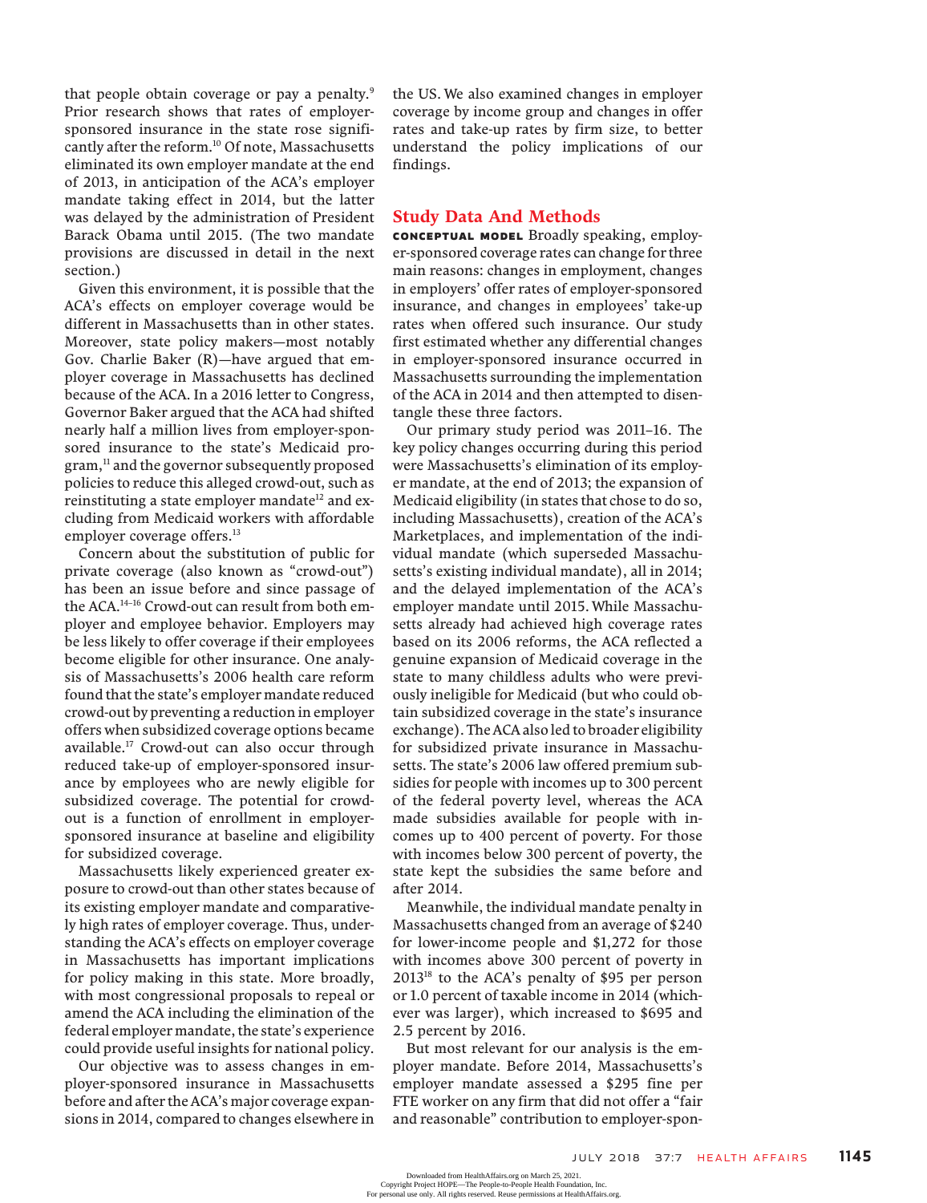that people obtain coverage or pay a penalty.[9] Prior research shows that rates of employer-sponsored insurance in the state rose significantly after the reform.[10] Of note, Massachusetts eliminated its own employer mandate at the end of 2013, in anticipation of the ACA's employer mandate taking effect in 2014, but the latter was delayed by the administration of President Barack Obama until 2015. (The two mandate provisions are discussed in detail in the next section.)

Given this environment, it is possible that the ACA's effects on employer coverage would be different in Massachusetts than in other states. Moreover, state policy makers—most notably Gov. Charlie Baker (R)—have argued that employer coverage in Massachusetts has declined because of the ACA. In a 2016 letter to Congress, Governor Baker argued that the ACA had shifted nearly half a million lives from employer-sponsored insurance to the state's Medicaid program,[11] and the governor subsequently proposed policies to reduce this alleged crowd-out, such as reinstituting a state employer mandate[12] and excluding from Medicaid workers with affordable employer coverage offers.[13]

Concern about the substitution of public for private coverage (also known as "crowd-out") has been an issue before and since passage of the ACA.[14–16] Crowd-out can result from both employer and employee behavior. Employers may be less likely to offer coverage if their employees become eligible for other insurance. One analysis of Massachusetts's 2006 health care reform found that the state's employer mandate reduced crowd-out by preventing a reduction in employer offers when subsidized coverage options became available.[17] Crowd-out can also occur through reduced take-up of employer-sponsored insurance by employees who are newly eligible for subsidized coverage. The potential for crowd-out is a function of enrollment in employer-sponsored insurance at baseline and eligibility for subsidized coverage.

Massachusetts likely experienced greater exposure to crowd-out than other states because of its existing employer mandate and comparatively high rates of employer coverage. Thus, understanding the ACA's effects on employer coverage in Massachusetts has important implications for policy making in this state. More broadly, with most congressional proposals to repeal or amend the ACA including the elimination of the federal employer mandate, the state's experience could provide useful insights for national policy.

Our objective was to assess changes in employer-sponsored insurance in Massachusetts before and after the ACA's major coverage expansions in 2014, compared to changes elsewhere in the US. We also examined changes in employer coverage by income group and changes in offer rates and take-up rates by firm size, to better understand the policy implications of our findings.

## Study Data And Methods

**CONCEPTUAL MODEL** Broadly speaking, employer-sponsored coverage rates can change for three main reasons: changes in employment, changes in employers' offer rates of employer-sponsored insurance, and changes in employees' take-up rates when offered such insurance. Our study first estimated whether any differential changes in employer-sponsored insurance occurred in Massachusetts surrounding the implementation of the ACA in 2014 and then attempted to disentangle these three factors.

Our primary study period was 2011–16. The key policy changes occurring during this period were Massachusetts's elimination of its employer mandate, at the end of 2013; the expansion of Medicaid eligibility (in states that chose to do so, including Massachusetts), creation of the ACA's Marketplaces, and implementation of the individual mandate (which superseded Massachusetts's existing individual mandate), all in 2014; and the delayed implementation of the ACA's employer mandate until 2015. While Massachusetts already had achieved high coverage rates based on its 2006 reforms, the ACA reflected a genuine expansion of Medicaid coverage in the state to many childless adults who were previously ineligible for Medicaid (but who could obtain subsidized coverage in the state's insurance exchange). The ACA also led to broader eligibility for subsidized private insurance in Massachusetts. The state's 2006 law offered premium subsidies for people with incomes up to 300 percent of the federal poverty level, whereas the ACA made subsidies available for people with incomes up to 400 percent of poverty. For those with incomes below 300 percent of poverty, the state kept the subsidies the same before and after 2014.

Meanwhile, the individual mandate penalty in Massachusetts changed from an average of $240 for lower-income people and $1,272 for those with incomes above 300 percent of poverty in 2013[18] to the ACA's penalty of $95 per person or 1.0 percent of taxable income in 2014 (whichever was larger), which increased to $695 and 2.5 percent by 2016.

But most relevant for our analysis is the employer mandate. Before 2014, Massachusetts's employer mandate assessed a $295 fine per FTE worker on any firm that did not offer a "fair and reasonable" contribution to employer-spon-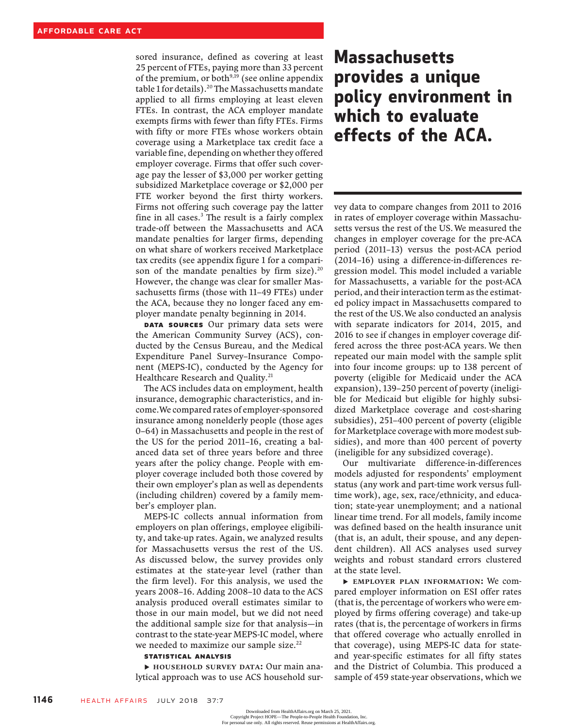sored insurance, defined as covering at least 25 percent of FTEs, paying more than 33 percent of the premium, or both[9,19] (see online appendix table 1 for details).[20] The Massachusetts mandate applied to all firms employing at least eleven FTEs. In contrast, the ACA employer mandate exempts firms with fewer than fifty FTEs. Firms with fifty or more FTEs whose workers obtain coverage using a Marketplace tax credit face a variable fine, depending on whether they offered employer coverage. Firms that offer such coverage pay the lesser of \$3,000 per worker getting subsidized Marketplace coverage or \$2,000 per FTE worker beyond the first thirty workers. Firms not offering such coverage pay the latter fine in all cases.[3] The result is a fairly complex trade-off between the Massachusetts and ACA mandate penalties for larger firms, depending on what share of workers received Marketplace tax credits (see appendix figure 1 for a comparison of the mandate penalties by firm size).[20] However, the change was clear for smaller Massachusetts firms (those with 11–49 FTEs) under the ACA, because they no longer faced any employer mandate penalty beginning in 2014.

**DATA SOURCES** Our primary data sets were the American Community Survey (ACS), conducted by the Census Bureau, and the Medical Expenditure Panel Survey–Insurance Component (MEPS-IC), conducted by the Agency for Healthcare Research and Quality.[21]

The ACS includes data on employment, health insurance, demographic characteristics, and income. We compared rates of employer-sponsored insurance among nonelderly people (those ages 0–64) in Massachusetts and people in the rest of the US for the period 2011–16, creating a balanced data set of three years before and three years after the policy change. People with employer coverage included both those covered by their own employer's plan as well as dependents (including children) covered by a family member's employer plan.

MEPS-IC collects annual information from employers on plan offerings, employee eligibility, and take-up rates. Again, we analyzed results for Massachusetts versus the rest of the US. As discussed below, the survey provides only estimates at the state-year level (rather than the firm level). For this analysis, we used the years 2008–16. Adding 2008–10 data to the ACS analysis produced overall estimates similar to those in our main model, but we did not need the additional sample size for that analysis—in contrast to the state-year MEPS-IC model, where we needed to maximize our sample size.[22]

**STATISTICAL ANALYSIS**

▸ **HOUSEHOLD SURVEY DATA:** Our main analytical approach was to use ACS household survey data to compare changes from 2011 to 2016 in rates of employer coverage within Massachusetts versus the rest of the US. We measured the changes in employer coverage for the pre-ACA period (2011–13) versus the post-ACA period (2014–16) using a difference-in-differences regression model. This model included a variable for Massachusetts, a variable for the post-ACA period, and their interaction term as the estimated policy impact in Massachusetts compared to the rest of the US. We also conducted an analysis with separate indicators for 2014, 2015, and 2016 to see if changes in employer coverage differed across the three post-ACA years. We then repeated our main model with the sample split into four income groups: up to 138 percent of poverty (eligible for Medicaid under the ACA expansion), 139–250 percent of poverty (ineligible for Medicaid but eligible for highly subsidized Marketplace coverage and cost-sharing subsidies), 251–400 percent of poverty (eligible for Marketplace coverage with more modest subsidies), and more than 400 percent of poverty (ineligible for any subsidized coverage).

Our multivariate difference-in-differences models adjusted for respondents' employment status (any work and part-time work versus full-time work), age, sex, race/ethnicity, and education; state-year unemployment; and a national linear time trend. For all models, family income was defined based on the health insurance unit (that is, an adult, their spouse, and any dependent children). All ACS analyses used survey weights and robust standard errors clustered at the state level.

▸ **EMPLOYER PLAN INFORMATION:** We compared employer information on ESI offer rates (that is, the percentage of workers who were employed by firms offering coverage) and take-up rates (that is, the percentage of workers in firms that offered coverage who actually enrolled in that coverage), using MEPS-IC data for state- and year-specific estimates for all fifty states and the District of Columbia. This produced a sample of 459 state-year observations, which we

**Massachusetts provides a unique policy environment in which to evaluate effects of the ACA.**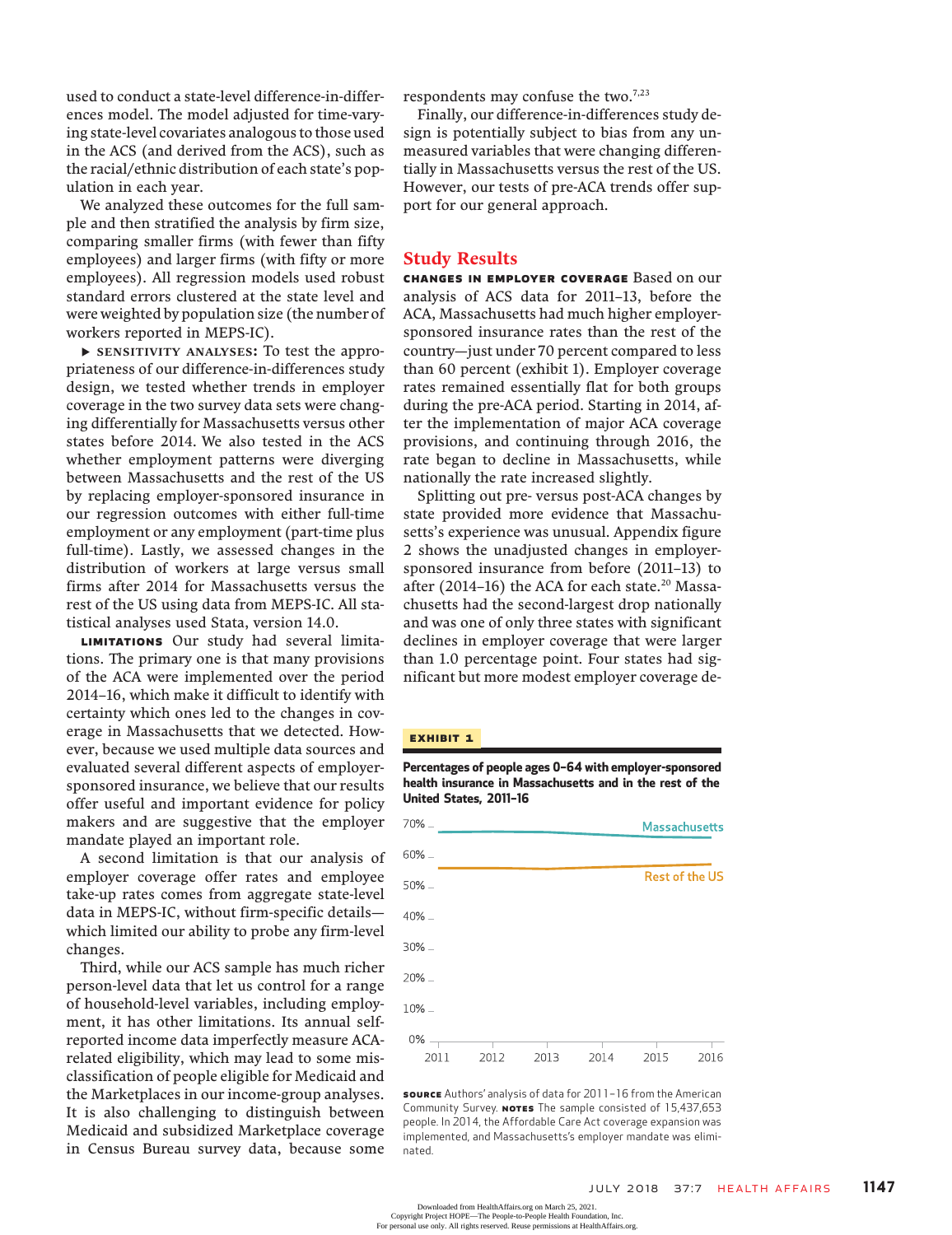used to conduct a state-level difference-in-differences model. The model adjusted for time-varying state-level covariates analogous to those used in the ACS (and derived from the ACS), such as the racial/ethnic distribution of each state's population in each year.

We analyzed these outcomes for the full sample and then stratified the analysis by firm size, comparing smaller firms (with fewer than fifty employees) and larger firms (with fifty or more employees). All regression models used robust standard errors clustered at the state level and were weighted by population size (the number of workers reported in MEPS-IC).

▶ **SENSITIVITY ANALYSES:** To test the appropriateness of our difference-in-differences study design, we tested whether trends in employer coverage in the two survey data sets were changing differentially for Massachusetts versus other states before 2014. We also tested in the ACS whether employment patterns were diverging between Massachusetts and the rest of the US by replacing employer-sponsored insurance in our regression outcomes with either full-time employment or any employment (part-time plus full-time). Lastly, we assessed changes in the distribution of workers at large versus small firms after 2014 for Massachusetts versus the rest of the US using data from MEPS-IC. All statistical analyses used Stata, version 14.0.

**LIMITATIONS** Our study had several limitations. The primary one is that many provisions of the ACA were implemented over the period 2014–16, which make it difficult to identify with certainty which ones led to the changes in coverage in Massachusetts that we detected. However, because we used multiple data sources and evaluated several different aspects of employer-sponsored insurance, we believe that our results offer useful and important evidence for policy makers and are suggestive that the employer mandate played an important role.

A second limitation is that our analysis of employer coverage offer rates and employee take-up rates comes from aggregate state-level data in MEPS-IC, without firm-specific details—which limited our ability to probe any firm-level changes.

Third, while our ACS sample has much richer person-level data that let us control for a range of household-level variables, including employment, it has other limitations. Its annual self-reported income data imperfectly measure ACA-related eligibility, which may lead to some misclassification of people eligible for Medicaid and the Marketplaces in our income-group analyses. It is also challenging to distinguish between Medicaid and subsidized Marketplace coverage in Census Bureau survey data, because some respondents may confuse the two.[7,23]

Finally, our difference-in-differences study design is potentially subject to bias from any unmeasured variables that were changing differentially in Massachusetts versus the rest of the US. However, our tests of pre-ACA trends offer support for our general approach.

## Study Results

**CHANGES IN EMPLOYER COVERAGE** Based on our analysis of ACS data for 2011–13, before the ACA, Massachusetts had much higher employer-sponsored insurance rates than the rest of the country—just under 70 percent compared to less than 60 percent (exhibit 1). Employer coverage rates remained essentially flat for both groups during the pre-ACA period. Starting in 2014, after the implementation of major ACA coverage provisions, and continuing through 2016, the rate began to decline in Massachusetts, while nationally the rate increased slightly.

Splitting out pre- versus post-ACA changes by state provided more evidence that Massachusetts's experience was unusual. Appendix figure 2 shows the unadjusted changes in employer-sponsored insurance from before (2011–13) to after (2014–16) the ACA for each state.[20] Massachusetts had the second-largest drop nationally and was one of only three states with significant declines in employer coverage that were larger than 1.0 percentage point. Four states had significant but more modest employer coverage de-

**EXHIBIT 1**

**Percentages of people ages 0–64 with employer-sponsored health insurance in Massachusetts and in the rest of the United States, 2011–16**

70%
60%
50%
40%
30%
20%
10%
0%
2011
2012
2013
2014
2015
2016
Massachusetts
Rest of the US

**SOURCE** Authors' analysis of data for 2011–16 from the American Community Survey. **NOTES** The sample consisted of 15,437,653 people. In 2014, the Affordable Care Act coverage expansion was implemented, and Massachusetts's employer mandate was eliminated.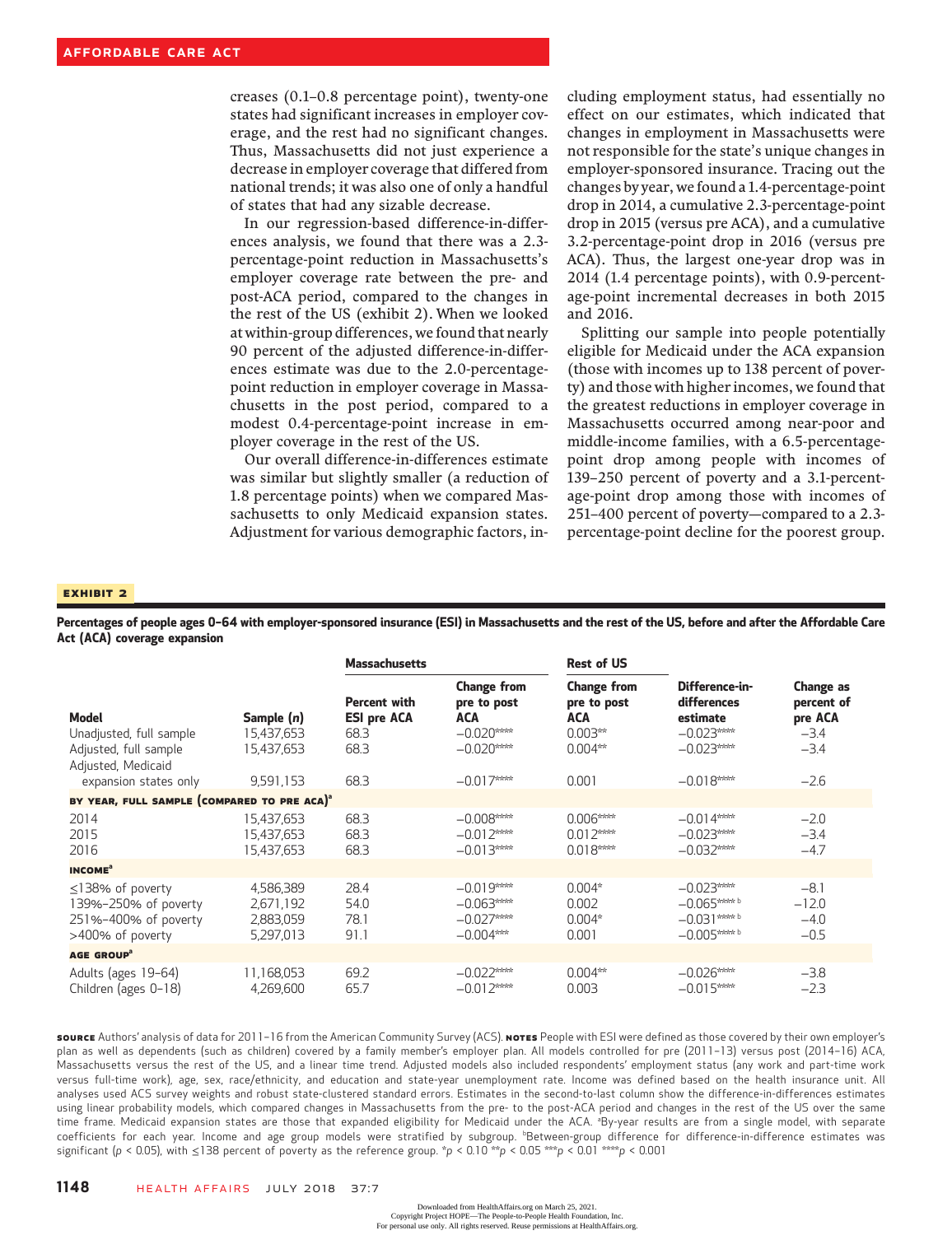creases (0.1–0.8 percentage point), twenty-one states had significant increases in employer coverage, and the rest had no significant changes. Thus, Massachusetts did not just experience a decrease in employer coverage that differed from national trends; it was also one of only a handful of states that had any sizable decrease.

In our regression-based difference-in-differences analysis, we found that there was a 2.3-percentage-point reduction in Massachusetts's employer coverage rate between the pre- and post-ACA period, compared to the changes in the rest of the US (exhibit 2). When we looked at within-group differences, we found that nearly 90 percent of the adjusted difference-in-differences estimate was due to the 2.0-percentage-point reduction in employer coverage in Massachusetts in the post period, compared to a modest 0.4-percentage-point increase in employer coverage in the rest of the US.

Our overall difference-in-differences estimate was similar but slightly smaller (a reduction of 1.8 percentage points) when we compared Massachusetts to only Medicaid expansion states. Adjustment for various demographic factors, including employment status, had essentially no effect on our estimates, which indicated that changes in employment in Massachusetts were not responsible for the state's unique changes in employer-sponsored insurance. Tracing out the changes by year, we found a 1.4-percentage-point drop in 2014, a cumulative 2.3-percentage-point drop in 2015 (versus pre ACA), and a cumulative 3.2-percentage-point drop in 2016 (versus pre ACA). Thus, the largest one-year drop was in 2014 (1.4 percentage points), with 0.9-percentage-point incremental decreases in both 2015 and 2016.

Splitting our sample into people potentially eligible for Medicaid under the ACA expansion (those with incomes up to 138 percent of poverty) and those with higher incomes, we found that the greatest reductions in employer coverage in Massachusetts occurred among near-poor and middle-income families, with a 6.5-percentage-point drop among people with incomes of 139–250 percent of poverty and a 3.1-percentage-point drop among those with incomes of 251–400 percent of poverty—compared to a 2.3-percentage-point decline for the poorest group.

**EXHIBIT 2**

**Percentages of people ages 0–64 with employer-sponsored insurance (ESI) in Massachusetts and the rest of the US, before and after the Affordable Care Act (ACA) coverage expansion**

| | | Massachusetts | | Rest of US | | |
|---|---|---|---|---|---|---|
| Model | Sample (n) | Percent with ESI pre ACA | Change from pre to post ACA | Change from pre to post ACA | Difference-in-differences estimate | Change as percent of pre ACA |
| Unadjusted, full sample | 15,437,653 | 68.3 | −0.020**** | 0.003** | −0.023**** | −3.4 |
| Adjusted, full sample | 15,437,653 | 68.3 | −0.020**** | 0.004** | −0.023**** | −3.4 |
| Adjusted, Medicaid expansion states only | 9,591,153 | 68.3 | −0.017**** | 0.001 | −0.018**** | −2.6 |
| **BY YEAR, FULL SAMPLE (COMPARED TO PRE ACA)[a]** | | | | | | |
| 2014 | 15,437,653 | 68.3 | −0.008**** | 0.006**** | −0.014**** | −2.0 |
| 2015 | 15,437,653 | 68.3 | −0.012**** | 0.012**** | −0.023**** | −3.4 |
| 2016 | 15,437,653 | 68.3 | −0.013**** | 0.018**** | −0.032**** | −4.7 |
| **INCOME[a]** | | | | | | |
| ≤138% of poverty | 4,586,389 | 28.4 | −0.019**** | 0.004* | −0.023**** | −8.1 |
| 139%–250% of poverty | 2,671,192 | 54.0 | −0.063**** | 0.002 | −0.065**** b | −12.0 |
| 251%–400% of poverty | 2,883,059 | 78.1 | −0.027**** | 0.004* | −0.031**** b | −4.0 |
| >400% of poverty | 5,297,013 | 91.1 | −0.004*** | 0.001 | −0.005**** b | −0.5 |
| **AGE GROUP[a]** | | | | | | |
| Adults (ages 19–64) | 11,168,053 | 69.2 | −0.022**** | 0.004** | −0.026**** | −3.8 |
| Children (ages 0–18) | 4,269,600 | 65.7 | −0.012**** | 0.003 | −0.015**** | −2.3 |

**SOURCE** Authors' analysis of data for 2011–16 from the American Community Survey (ACS). **NOTES** People with ESI were defined as those covered by their own employer's plan as well as dependents (such as children) covered by a family member's employer plan. All models controlled for pre (2011–13) versus post (2014–16) ACA, Massachusetts versus the rest of the US, and a linear time trend. Adjusted models also included respondents' employment status (any work and part-time work versus full-time work), age, sex, race/ethnicity, and education and state-year unemployment rate. Income was defined based on the health insurance unit. All analyses used ACS survey weights and robust state-clustered standard errors. Estimates in the second-to-last column show the difference-in-differences estimates using linear probability models, which compared changes in Massachusetts from the pre- to the post-ACA period and changes in the rest of the US over the same time frame. Medicaid expansion states are those that expanded eligibility for Medicaid under the ACA. [a]By-year results are from a single model, with separate coefficients for each year. Income and age group models were stratified by subgroup. [b]Between-group difference for difference-in-difference estimates was significant ($p < 0.05$), with ≤138 percent of poverty as the reference group. *$p < 0.10$ **$p < 0.05$ ***$p < 0.01$ ****$p < 0.001$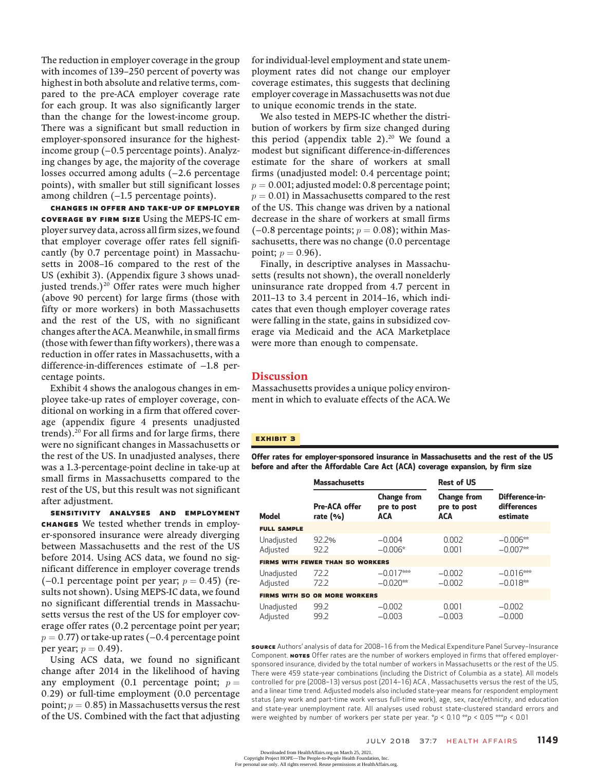The reduction in employer coverage in the group with incomes of 139–250 percent of poverty was highest in both absolute and relative terms, compared to the pre-ACA employer coverage rate for each group. It was also significantly larger than the change for the lowest-income group. There was a significant but small reduction in employer-sponsored insurance for the highest-income group (−0.5 percentage points). Analyzing changes by age, the majority of the coverage losses occurred among adults (−2.6 percentage points), with smaller but still significant losses among children (−1.5 percentage points).

**CHANGES IN OFFER AND TAKE-UP OF EMPLOYER COVERAGE BY FIRM SIZE** Using the MEPS-IC employer survey data, across all firm sizes, we found that employer coverage offer rates fell significantly (by 0.7 percentage point) in Massachusetts in 2008–16 compared to the rest of the US (exhibit 3). (Appendix figure 3 shows unadjusted trends.)[20] Offer rates were much higher (above 90 percent) for large firms (those with fifty or more workers) in both Massachusetts and the rest of the US, with no significant changes after the ACA. Meanwhile, in small firms (those with fewer than fifty workers), there was a reduction in offer rates in Massachusetts, with a difference-in-differences estimate of −1.8 percentage points.

Exhibit 4 shows the analogous changes in employee take-up rates of employer coverage, conditional on working in a firm that offered coverage (appendix figure 4 presents unadjusted trends).[20] For all firms and for large firms, there were no significant changes in Massachusetts or the rest of the US. In unadjusted analyses, there was a 1.3-percentage-point decline in take-up at small firms in Massachusetts compared to the rest of the US, but this result was not significant after adjustment.

**SENSITIVITY ANALYSES AND EMPLOYMENT CHANGES** We tested whether trends in employer-sponsored insurance were already diverging between Massachusetts and the rest of the US before 2014. Using ACS data, we found no significant difference in employer coverage trends (−0.1 percentage point per year; $p = 0.45$) (results not shown). Using MEPS-IC data, we found no significant differential trends in Massachusetts versus the rest of the US for employer coverage offer rates (0.2 percentage point per year; $p = 0.77$) or take-up rates (−0.4 percentage point per year; $p = 0.49$).

Using ACS data, we found no significant change after 2014 in the likelihood of having any employment (0.1 percentage point; $p = 0.29$) or full-time employment (0.0 percentage point; $p = 0.85$) in Massachusetts versus the rest of the US. Combined with the fact that adjusting for individual-level employment and state unemployment rates did not change our employer coverage estimates, this suggests that declining employer coverage in Massachusetts was not due to unique economic trends in the state.

We also tested in MEPS-IC whether the distribution of workers by firm size changed during this period (appendix table 2).[20] We found a modest but significant difference-in-differences estimate for the share of workers at small firms (unadjusted model: 0.4 percentage point; $p = 0.001$; adjusted model: 0.8 percentage point; $p = 0.01$) in Massachusetts compared to the rest of the US. This change was driven by a national decrease in the share of workers at small firms (−0.8 percentage points; $p = 0.08$); within Massachusetts, there was no change (0.0 percentage point; $p = 0.96$).

Finally, in descriptive analyses in Massachusetts (results not shown), the overall nonelderly uninsurance rate dropped from 4.7 percent in 2011–13 to 3.4 percent in 2014–16, which indicates that even though employer coverage rates were falling in the state, gains in subsidized coverage via Medicaid and the ACA Marketplace were more than enough to compensate.

## Discussion

Massachusetts provides a unique policy environment in which to evaluate effects of the ACA. We

**EXHIBIT 3**

**Offer rates for employer-sponsored insurance in Massachusetts and the rest of the US before and after the Affordable Care Act (ACA) coverage expansion, by firm size**

| | Massachusetts | | Rest of US | |
|---|---|---|---|---|
| Model | Pre-ACA offer rate (%) | Change from pre to post ACA | Change from pre to post ACA | Difference-in-differences estimate |
| **FULL SAMPLE** | | | | |
| Unadjusted | 92.2% | −0.004 | 0.002 | −0.006** |
| Adjusted | 92.2 | −0.006* | 0.001 | −0.007** |
| **FIRMS WITH FEWER THAN 50 WORKERS** | | | | |
| Unadjusted | 72.2 | −0.017*** | −0.002 | −0.016*** |
| Adjusted | 72.2 | −0.020** | −0.002 | −0.018** |
| **FIRMS WITH 50 OR MORE WORKERS** | | | | |
| Unadjusted | 99.2 | −0.002 | 0.001 | −0.002 |
| Adjusted | 99.2 | −0.003 | −0.003 | −0.000 |

**SOURCE** Authors' analysis of data for 2008–16 from the Medical Expenditure Panel Survey–Insurance Component. **NOTES** Offer rates are the number of workers employed in firms that offered employer-sponsored insurance, divided by the total number of workers in Massachusetts or the rest of the US. There were 459 state-year combinations (including the District of Columbia as a state). All models controlled for pre (2008–13) versus post (2014–16) ACA , Massachusetts versus the rest of the US, and a linear time trend. Adjusted models also included state-year means for respondent employment status (any work and part-time work versus full-time work), age, sex, race/ethnicity, and education and state-year unemployment rate. All analyses used robust state-clustered standard errors and were weighted by number of workers per state per year. \*$p < 0.10$ \*\*$p < 0.05$ \*\*\*$p < 0.01$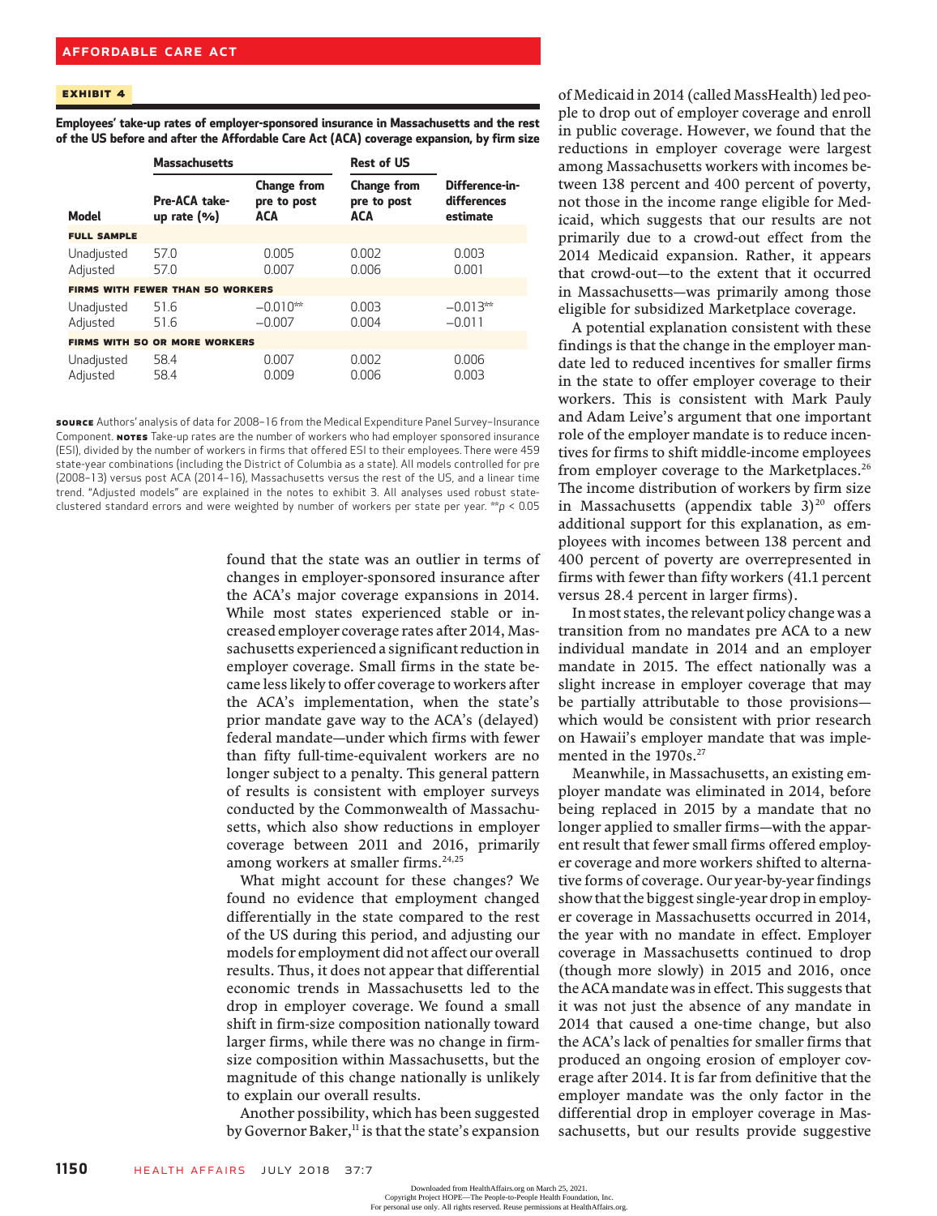**EXHIBIT 4**

**Employees' take-up rates of employer-sponsored insurance in Massachusetts and the rest of the US before and after the Affordable Care Act (ACA) coverage expansion, by firm size**

| Model | Massachusetts: Pre-ACA take-up rate (%) | Massachusetts: Change from pre to post ACA | Rest of US: Change from pre to post ACA | Difference-in-differences estimate |
|---|---|---|---|---|
| **FULL SAMPLE** | | | | |
| Unadjusted | 57.0 | 0.005 | 0.002 | 0.003 |
| Adjusted | 57.0 | 0.007 | 0.006 | 0.001 |
| **FIRMS WITH FEWER THAN 50 WORKERS** | | | | |
| Unadjusted | 51.6 | −0.010** | 0.003 | −0.013** |
| Adjusted | 51.6 | −0.007 | 0.004 | −0.011 |
| **FIRMS WITH 50 OR MORE WORKERS** | | | | |
| Unadjusted | 58.4 | 0.007 | 0.002 | 0.006 |
| Adjusted | 58.4 | 0.009 | 0.006 | 0.003 |

**SOURCE** Authors' analysis of data for 2008–16 from the Medical Expenditure Panel Survey–Insurance Component. **NOTES** Take-up rates are the number of workers who had employer sponsored insurance (ESI), divided by the number of workers in firms that offered ESI to their employees. There were 459 state-year combinations (including the District of Columbia as a state). All models controlled for pre (2008–13) versus post ACA (2014–16), Massachusetts versus the rest of the US, and a linear time trend. "Adjusted models" are explained in the notes to exhibit 3. All analyses used robust state-clustered standard errors and were weighted by number of workers per state per year. **$p < 0.05$

found that the state was an outlier in terms of changes in employer-sponsored insurance after the ACA's major coverage expansions in 2014. While most states experienced stable or increased employer coverage rates after 2014, Massachusetts experienced a significant reduction in employer coverage. Small firms in the state became less likely to offer coverage to workers after the ACA's implementation, when the state's prior mandate gave way to the ACA's (delayed) federal mandate—under which firms with fewer than fifty full-time-equivalent workers are no longer subject to a penalty. This general pattern of results is consistent with employer surveys conducted by the Commonwealth of Massachusetts, which also show reductions in employer coverage between 2011 and 2016, primarily among workers at smaller firms.[24,25]

What might account for these changes? We found no evidence that employment changed differentially in the state compared to the rest of the US during this period, and adjusting our models for employment did not affect our overall results. Thus, it does not appear that differential economic trends in Massachusetts led to the drop in employer coverage. We found a small shift in firm-size composition nationally toward larger firms, while there was no change in firm-size composition within Massachusetts, but the magnitude of this change nationally is unlikely to explain our overall results.

Another possibility, which has been suggested by Governor Baker,[11] is that the state's expansion of Medicaid in 2014 (called MassHealth) led people to drop out of employer coverage and enroll in public coverage. However, we found that the reductions in employer coverage were largest among Massachusetts workers with incomes between 138 percent and 400 percent of poverty, not those in the income range eligible for Medicaid, which suggests that our results are not primarily due to a crowd-out effect from the 2014 Medicaid expansion. Rather, it appears that crowd-out—to the extent that it occurred in Massachusetts—was primarily among those eligible for subsidized Marketplace coverage.

A potential explanation consistent with these findings is that the change in the employer mandate led to reduced incentives for smaller firms in the state to offer employer coverage to their workers. This is consistent with Mark Pauly and Adam Leive's argument that one important role of the employer mandate is to reduce incentives for firms to shift middle-income employees from employer coverage to the Marketplaces.[26] The income distribution of workers by firm size in Massachusetts (appendix table 3)[20] offers additional support for this explanation, as employees with incomes between 138 percent and 400 percent of poverty are overrepresented in firms with fewer than fifty workers (41.1 percent versus 28.4 percent in larger firms).

In most states, the relevant policy change was a transition from no mandates pre ACA to a new individual mandate in 2014 and an employer mandate in 2015. The effect nationally was a slight increase in employer coverage that may be partially attributable to those provisions—which would be consistent with prior research on Hawaii's employer mandate that was implemented in the 1970s.[27]

Meanwhile, in Massachusetts, an existing employer mandate was eliminated in 2014, before being replaced in 2015 by a mandate that no longer applied to smaller firms—with the apparent result that fewer small firms offered employer coverage and more workers shifted to alternative forms of coverage. Our year-by-year findings show that the biggest single-year drop in employer coverage in Massachusetts occurred in 2014, the year with no mandate in effect. Employer coverage in Massachusetts continued to drop (though more slowly) in 2015 and 2016, once the ACA mandate was in effect. This suggests that it was not just the absence of any mandate in 2014 that caused a one-time change, but also the ACA's lack of penalties for smaller firms that produced an ongoing erosion of employer coverage after 2014. It is far from definitive that the employer mandate was the only factor in the differential drop in employer coverage in Massachusetts, but our results provide suggestive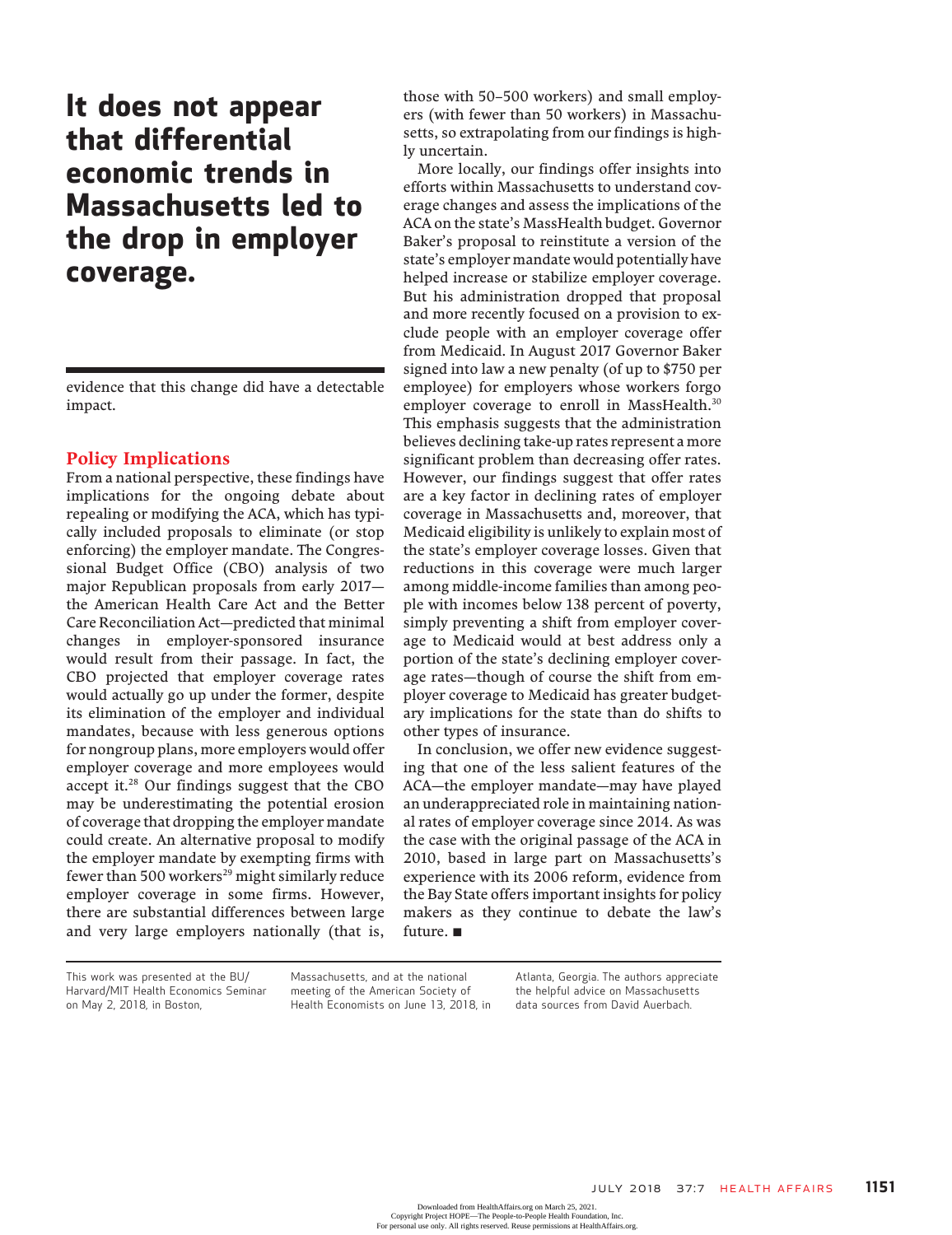**It does not appear that differential economic trends in Massachusetts led to the drop in employer coverage.**

evidence that this change did have a detectable impact.

## Policy Implications

From a national perspective, these findings have implications for the ongoing debate about repealing or modifying the ACA, which has typically included proposals to eliminate (or stop enforcing) the employer mandate. The Congressional Budget Office (CBO) analysis of two major Republican proposals from early 2017—the American Health Care Act and the Better Care Reconciliation Act—predicted that minimal changes in employer-sponsored insurance would result from their passage. In fact, the CBO projected that employer coverage rates would actually go up under the former, despite its elimination of the employer and individual mandates, because with less generous options for nongroup plans, more employers would offer employer coverage and more employees would accept it.[28] Our findings suggest that the CBO may be underestimating the potential erosion of coverage that dropping the employer mandate could create. An alternative proposal to modify the employer mandate by exempting firms with fewer than 500 workers[29] might similarly reduce employer coverage in some firms. However, there are substantial differences between large and very large employers nationally (that is, those with 50–500 workers) and small employers (with fewer than 50 workers) in Massachusetts, so extrapolating from our findings is highly uncertain.

More locally, our findings offer insights into efforts within Massachusetts to understand coverage changes and assess the implications of the ACA on the state's MassHealth budget. Governor Baker's proposal to reinstitute a version of the state's employer mandate would potentially have helped increase or stabilize employer coverage. But his administration dropped that proposal and more recently focused on a provision to exclude people with an employer coverage offer from Medicaid. In August 2017 Governor Baker signed into law a new penalty (of up to $750 per employee) for employers whose workers forgo employer coverage to enroll in MassHealth.[30] This emphasis suggests that the administration believes declining take-up rates represent a more significant problem than decreasing offer rates. However, our findings suggest that offer rates are a key factor in declining rates of employer coverage in Massachusetts and, moreover, that Medicaid eligibility is unlikely to explain most of the state's employer coverage losses. Given that reductions in this coverage were much larger among middle-income families than among people with incomes below 138 percent of poverty, simply preventing a shift from employer coverage to Medicaid would at best address only a portion of the state's declining employer coverage rates—though of course the shift from employer coverage to Medicaid has greater budgetary implications for the state than do shifts to other types of insurance.

In conclusion, we offer new evidence suggesting that one of the less salient features of the ACA—the employer mandate—may have played an underappreciated role in maintaining national rates of employer coverage since 2014. As was the case with the original passage of the ACA in 2010, based in large part on Massachusetts's experience with its 2006 reform, evidence from the Bay State offers important insights for policy makers as they continue to debate the law's future. ■

This work was presented at the BU/Harvard/MIT Health Economics Seminar on May 2, 2018, in Boston, Massachusetts, and at the national meeting of the American Society of Health Economists on June 13, 2018, in Atlanta, Georgia. The authors appreciate the helpful advice on Massachusetts data sources from David Auerbach.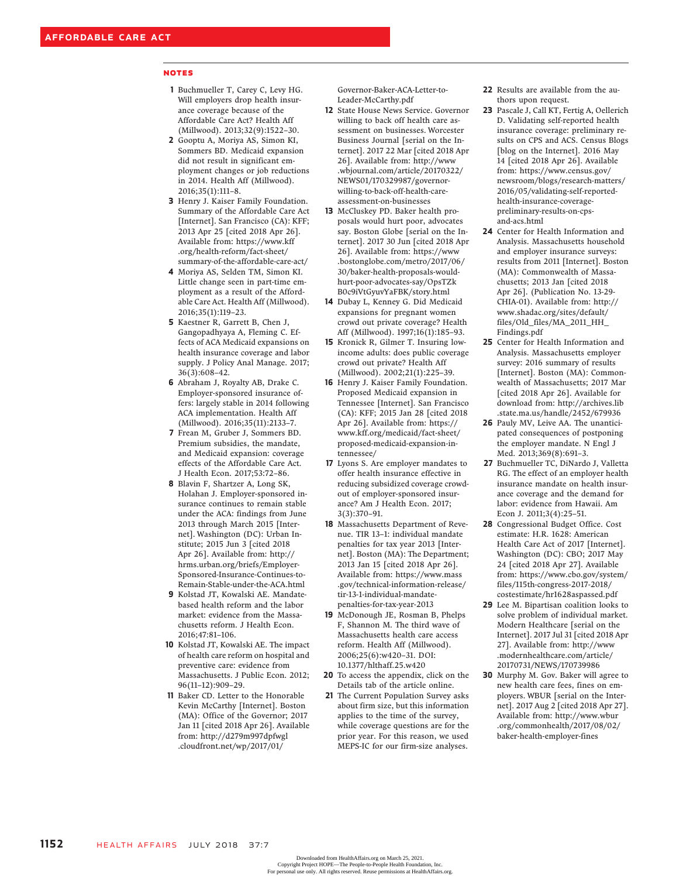## NOTES

1. Buchmueller T, Carey C, Levy HG. Will employers drop health insurance coverage because of the Affordable Care Act? Health Aff (Millwood). 2013;32(9):1522–30.
2. Gooptu A, Moriya AS, Simon KI, Sommers BD. Medicaid expansion did not result in significant employment changes or job reductions in 2014. Health Aff (Millwood). 2016;35(1):111–8.
3. Henry J. Kaiser Family Foundation. Summary of the Affordable Care Act [Internet]. San Francisco (CA): KFF; 2013 Apr 25 [cited 2018 Apr 26]. Available from: https://www.kff.org/health-reform/fact-sheet/summary-of-the-affordable-care-act/
4. Moriya AS, Selden TM, Simon KI. Little change seen in part-time employment as a result of the Affordable Care Act. Health Aff (Millwood). 2016;35(1):119–23.
5. Kaestner R, Garrett B, Chen J, Gangopadhyaya A, Fleming C. Effects of ACA Medicaid expansions on health insurance coverage and labor supply. J Policy Anal Manage. 2017;36(3):608–42.
6. Abraham J, Royalty AB, Drake C. Employer-sponsored insurance offers: largely stable in 2014 following ACA implementation. Health Aff (Millwood). 2016;35(11):2133–7.
7. Frean M, Gruber J, Sommers BD. Premium subsidies, the mandate, and Medicaid expansion: coverage effects of the Affordable Care Act. J Health Econ. 2017;53:72–86.
8. Blavin F, Shartzer A, Long SK, Holahan J. Employer-sponsored insurance continues to remain stable under the ACA: findings from June 2013 through March 2015 [Internet]. Washington (DC): Urban Institute; 2015 Jun 3 [cited 2018 Apr 26]. Available from: http://hrms.urban.org/briefs/Employer-Sponsored-Insurance-Continues-to-Remain-Stable-under-the-ACA.html
9. Kolstad JT, Kowalski AE. Mandate-based health reform and the labor market: evidence from the Massachusetts reform. J Health Econ. 2016;47:81–106.
10. Kolstad JT, Kowalski AE. The impact of health care reform on hospital and preventive care: evidence from Massachusetts. J Public Econ. 2012;96(11–12):909–29.
11. Baker CD. Letter to the Honorable Kevin McCarthy [Internet]. Boston (MA): Office of the Governor; 2017 Jan 11 [cited 2018 Apr 26]. Available from: http://d279m997dpfwgl.cloudfront.net/wp/2017/01/Governor-Baker-ACA-Letter-to-Leader-McCarthy.pdf
12. State House News Service. Governor willing to back off health care assessment on businesses. Worcester Business Journal [serial on the Internet]. 2017 22 Mar [cited 2018 Apr 26]. Available from: http://www.wbjournal.com/article/20170322/NEWS01/170329987/governor-willing-to-back-off-health-care-assessment-on-businesses
13. McCluskey PD. Baker health proposals would hurt poor, advocates say. Boston Globe [serial on the Internet]. 2017 30 Jun [cited 2018 Apr 26]. Available from: https://www.bostonglobe.com/metro/2017/06/30/baker-health-proposals-would-hurt-poor-advocates-say/OpsTZkB0c9iVtGyuvYaFBK/story.html
14. Dubay L, Kenney G. Did Medicaid expansions for pregnant women crowd out private coverage? Health Aff (Millwood). 1997;16(1):185–93.
15. Kronick R, Gilmer T. Insuring low-income adults: does public coverage crowd out private? Health Aff (Millwood). 2002;21(1):225–39.
16. Henry J. Kaiser Family Foundation. Proposed Medicaid expansion in Tennessee [Internet]. San Francisco (CA): KFF; 2015 Jan 28 [cited 2018 Apr 26]. Available from: https://www.kff.org/medicaid/fact-sheet/proposed-medicaid-expansion-in-tennessee/
17. Lyons S. Are employer mandates to offer health insurance effective in reducing subsidized coverage crowd-out of employer-sponsored insurance? Am J Health Econ. 2017;3(3):370–91.
18. Massachusetts Department of Revenue. TIR 13–1: individual mandate penalties for tax year 2013 [Internet]. Boston (MA): The Department; 2013 Jan 15 [cited 2018 Apr 26]. Available from: https://www.mass.gov/technical-information-release/tir-13-1-individual-mandate-penalties-for-tax-year-2013
19. McDonough JE, Rosman B, Phelps F, Shannon M. The third wave of Massachusetts health care access reform. Health Aff (Millwood). 2006;25(6):w420–31. DOI: 10.1377/hlthaff.25.w420
20. To access the appendix, click on the Details tab of the article online.
21. The Current Population Survey asks about firm size, but this information applies to the time of the survey, while coverage questions are for the prior year. For this reason, we used MEPS-IC for our firm-size analyses.
22. Results are available from the authors upon request.
23. Pascale J, Call KT, Fertig A, Oellerich D. Validating self-reported health insurance coverage: preliminary results on CPS and ACS. Census Blogs [blog on the Internet]. 2016 May 14 [cited 2018 Apr 26]. Available from: https://www.census.gov/newsroom/blogs/research-matters/2016/05/validating-self-reported-health-insurance-coverage-preliminary-results-on-cps-and-acs.html
24. Center for Health Information and Analysis. Massachusetts household and employer insurance surveys: results from 2011 [Internet]. Boston (MA): Commonwealth of Massachusetts; 2013 Jan [cited 2018 Apr 26]. (Publication No. 13-29-CHIA-01). Available from: http://www.shadac.org/sites/default/files/Old_files/MA_2011_HH_Findings.pdf
25. Center for Health Information and Analysis. Massachusetts employer survey: 2016 summary of results [Internet]. Boston (MA): Commonwealth of Massachusetts; 2017 Mar [cited 2018 Apr 26]. Available for download from: http://archives.lib.state.ma.us/handle/2452/679936
26. Pauly MV, Leive AA. The unanticipated consequences of postponing the employer mandate. N Engl J Med. 2013;369(8):691–3.
27. Buchmueller TC, DiNardo J, Valletta RG. The effect of an employer health insurance mandate on health insurance coverage and the demand for labor: evidence from Hawaii. Am Econ J. 2011;3(4):25–51.
28. Congressional Budget Office. Cost estimate: H.R. 1628: American Health Care Act of 2017 [Internet]. Washington (DC): CBO; 2017 May 24 [cited 2018 Apr 27]. Available from: https://www.cbo.gov/system/files/115th-congress-2017-2018/costestimate/hr1628aspassed.pdf
29. Lee M. Bipartisan coalition looks to solve problem of individual market. Modern Healthcare [serial on the Internet]. 2017 Jul 31 [cited 2018 Apr 27]. Available from: http://www.modernhealthcare.com/article/20170731/NEWS/170739986
30. Murphy M. Gov. Baker will agree to new health care fees, fines on employers. WBUR [serial on the Internet]. 2017 Aug 2 [cited 2018 Apr 27]. Available from: http://www.wbur.org/commonhealth/2017/08/02/baker-health-employer-fines